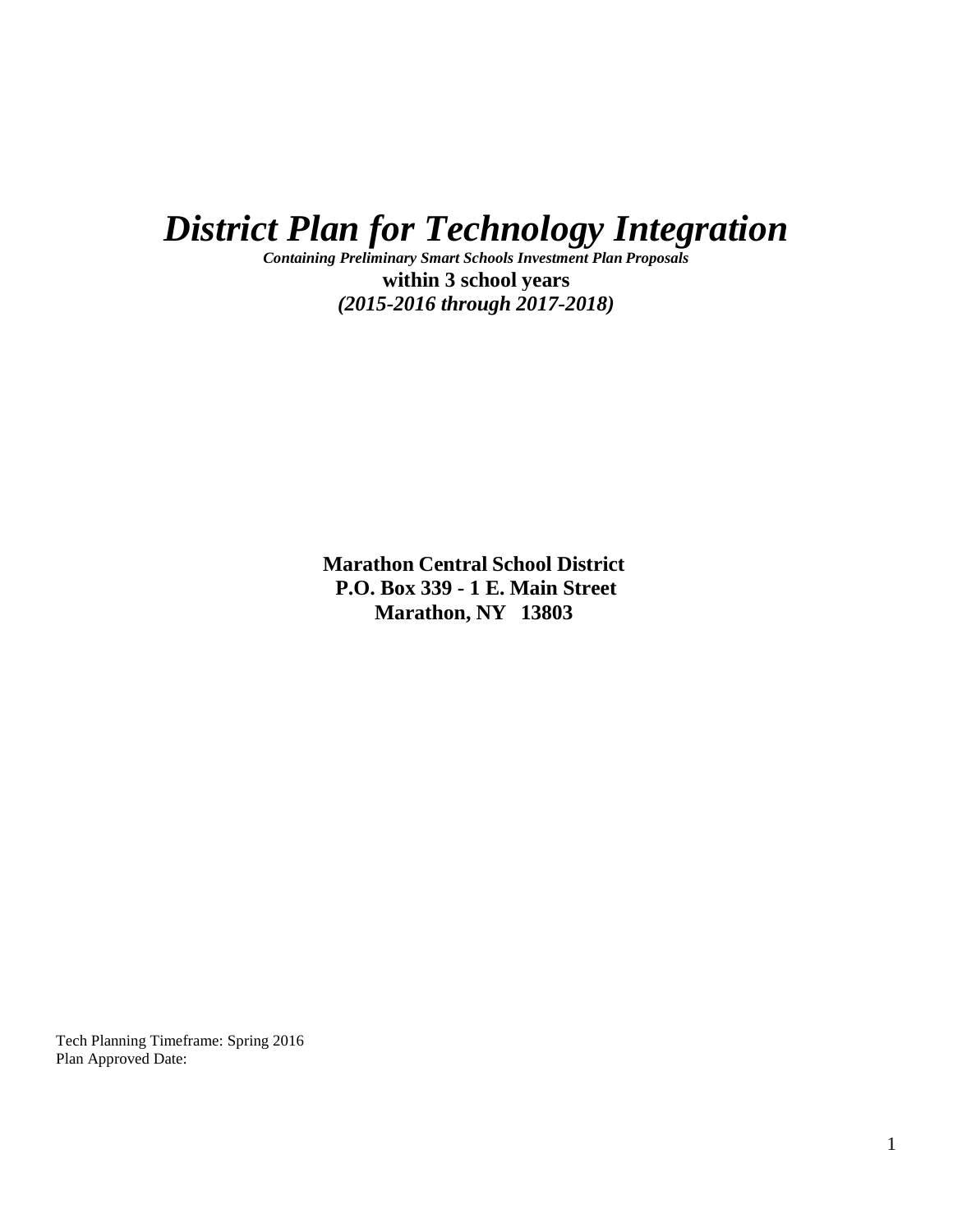# *District Plan for Technology Integration*

***Containing Preliminary Smart Schools Investment Plan Proposals***

**within 3 school years**

***(2015-2016 through 2017-2018)***

**Marathon Central School District**
**P.O. Box 339 - 1 E. Main Street**
**Marathon, NY 13803**

Tech Planning Timeframe: Spring 2016
Plan Approved Date: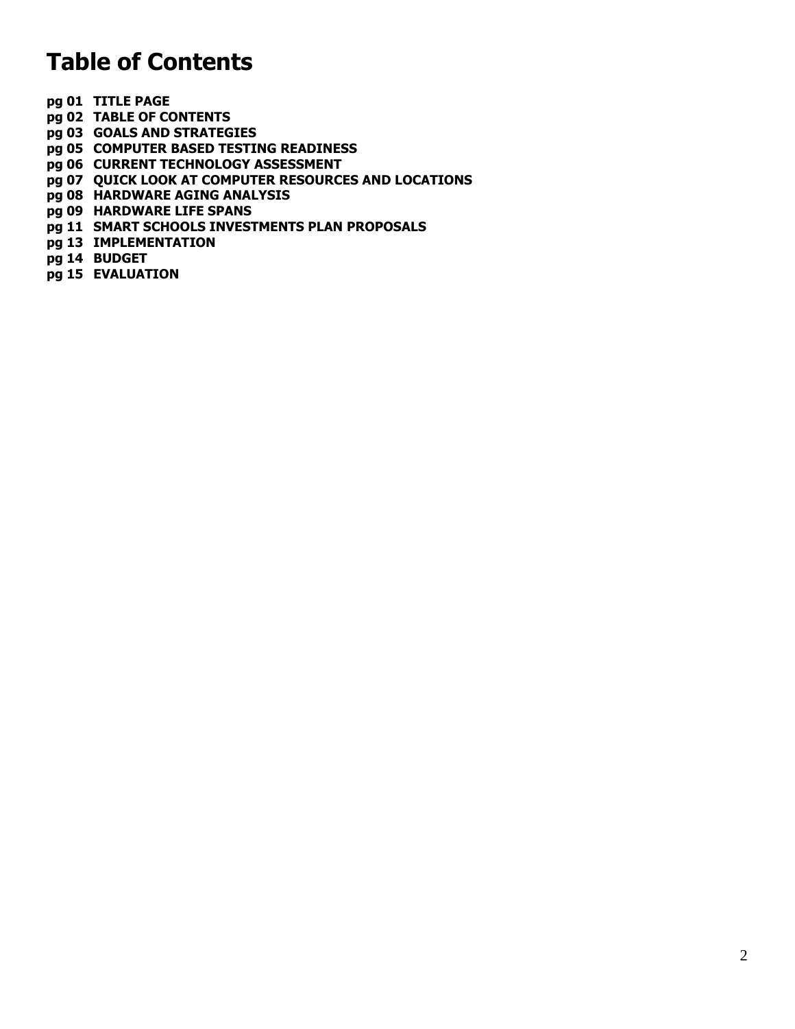# Table of Contents

**pg 01 TITLE PAGE**
**pg 02 TABLE OF CONTENTS**
**pg 03 GOALS AND STRATEGIES**
**pg 05 COMPUTER BASED TESTING READINESS**
**pg 06 CURRENT TECHNOLOGY ASSESSMENT**
**pg 07 QUICK LOOK AT COMPUTER RESOURCES AND LOCATIONS**
**pg 08 HARDWARE AGING ANALYSIS**
**pg 09 HARDWARE LIFE SPANS**
**pg 11 SMART SCHOOLS INVESTMENTS PLAN PROPOSALS**
**pg 13 IMPLEMENTATION**
**pg 14 BUDGET**
**pg 15 EVALUATION**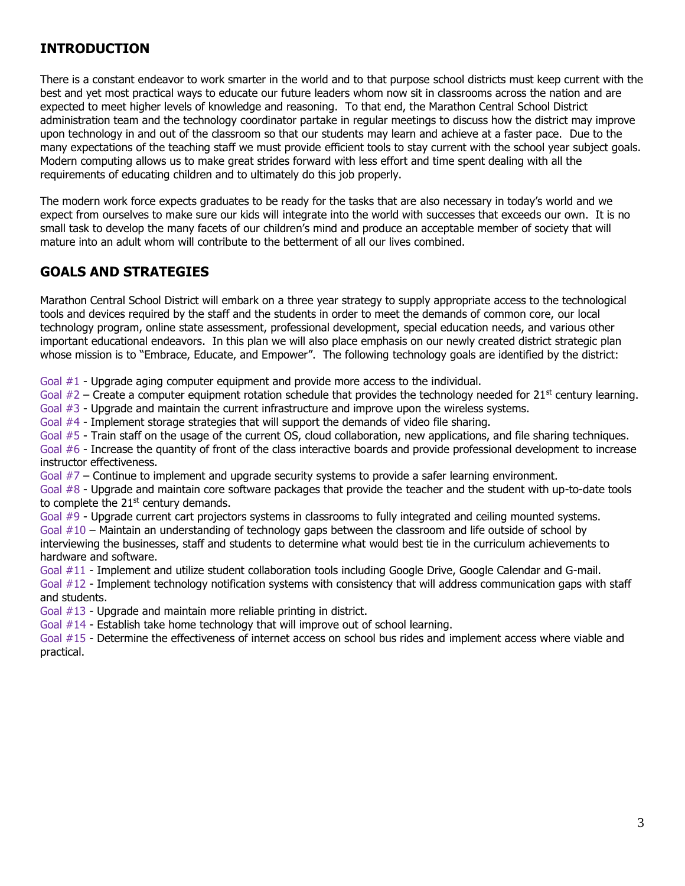## INTRODUCTION

There is a constant endeavor to work smarter in the world and to that purpose school districts must keep current with the best and yet most practical ways to educate our future leaders whom now sit in classrooms across the nation and are expected to meet higher levels of knowledge and reasoning. To that end, the Marathon Central School District administration team and the technology coordinator partake in regular meetings to discuss how the district may improve upon technology in and out of the classroom so that our students may learn and achieve at a faster pace. Due to the many expectations of the teaching staff we must provide efficient tools to stay current with the school year subject goals. Modern computing allows us to make great strides forward with less effort and time spent dealing with all the requirements of educating children and to ultimately do this job properly.

The modern work force expects graduates to be ready for the tasks that are also necessary in today's world and we expect from ourselves to make sure our kids will integrate into the world with successes that exceeds our own. It is no small task to develop the many facets of our children's mind and produce an acceptable member of society that will mature into an adult whom will contribute to the betterment of all our lives combined.

## GOALS AND STRATEGIES

Marathon Central School District will embark on a three year strategy to supply appropriate access to the technological tools and devices required by the staff and the students in order to meet the demands of common core, our local technology program, online state assessment, professional development, special education needs, and various other important educational endeavors. In this plan we will also place emphasis on our newly created district strategic plan whose mission is to "Embrace, Educate, and Empower". The following technology goals are identified by the district:

Goal #1 - Upgrade aging computer equipment and provide more access to the individual.
Goal #2 – Create a computer equipment rotation schedule that provides the technology needed for 21st century learning.
Goal #3 - Upgrade and maintain the current infrastructure and improve upon the wireless systems.
Goal #4 - Implement storage strategies that will support the demands of video file sharing.
Goal #5 - Train staff on the usage of the current OS, cloud collaboration, new applications, and file sharing techniques.
Goal #6 - Increase the quantity of front of the class interactive boards and provide professional development to increase instructor effectiveness.
Goal #7 – Continue to implement and upgrade security systems to provide a safer learning environment.
Goal #8 - Upgrade and maintain core software packages that provide the teacher and the student with up-to-date tools to complete the 21st century demands.
Goal #9 - Upgrade current cart projectors systems in classrooms to fully integrated and ceiling mounted systems.
Goal #10 – Maintain an understanding of technology gaps between the classroom and life outside of school by interviewing the businesses, staff and students to determine what would best tie in the curriculum achievements to hardware and software.
Goal #11 - Implement and utilize student collaboration tools including Google Drive, Google Calendar and G-mail.
Goal #12 - Implement technology notification systems with consistency that will address communication gaps with staff and students.
Goal #13 - Upgrade and maintain more reliable printing in district.
Goal #14 - Establish take home technology that will improve out of school learning.
Goal #15 - Determine the effectiveness of internet access on school bus rides and implement access where viable and practical.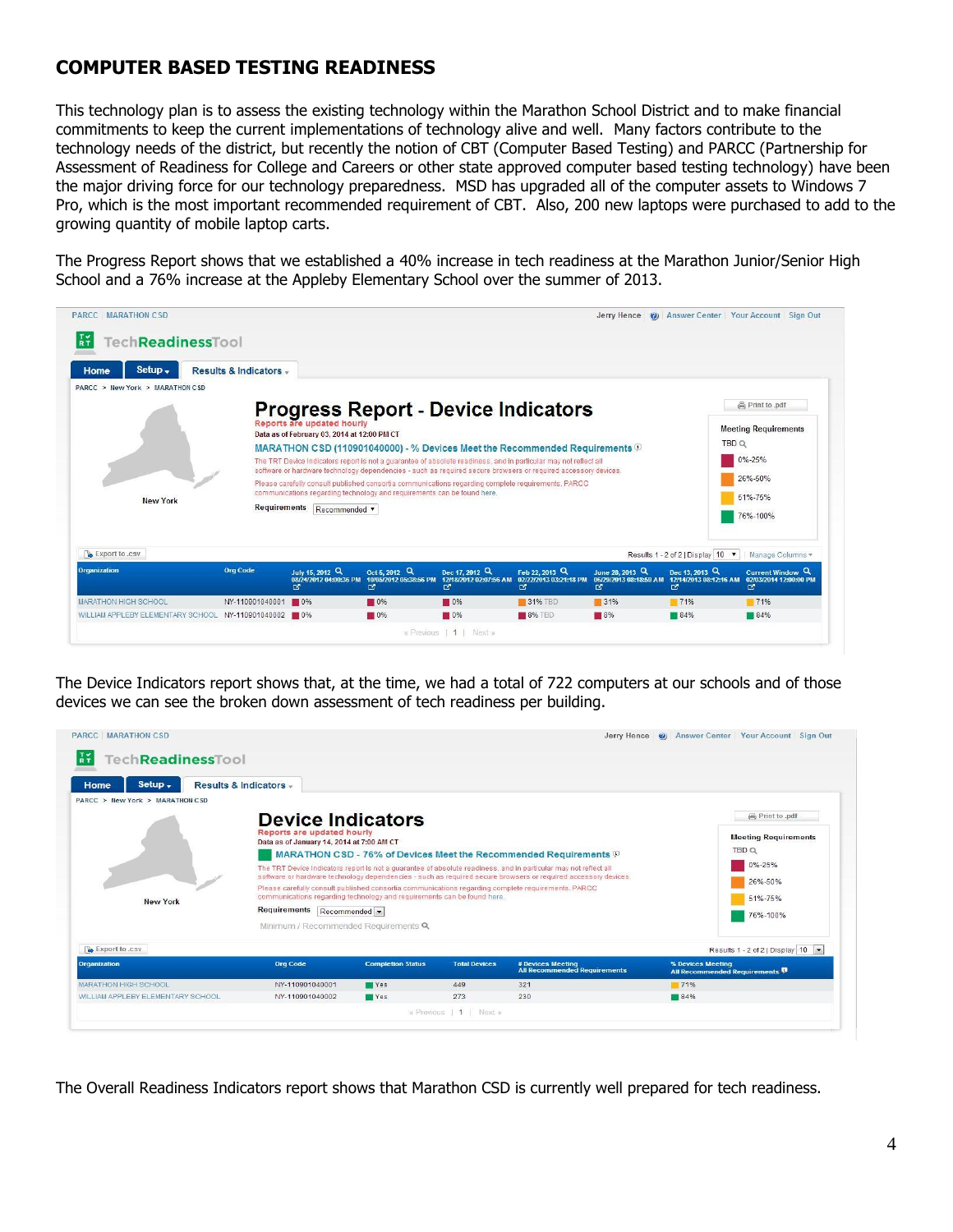# COMPUTER BASED TESTING READINESS

This technology plan is to assess the existing technology within the Marathon School District and to make financial commitments to keep the current implementations of technology alive and well. Many factors contribute to the technology needs of the district, but recently the notion of CBT (Computer Based Testing) and PARCC (Partnership for Assessment of Readiness for College and Careers or other state approved computer based testing technology) have been the major driving force for our technology preparedness. MSD has upgraded all of the computer assets to Windows 7 Pro, which is the most important recommended requirement of CBT. Also, 200 new laptops were purchased to add to the growing quantity of mobile laptop carts.

The Progress Report shows that we established a 40% increase in tech readiness at the Marathon Junior/Senior High School and a 76% increase at the Appleby Elementary School over the summer of 2013.

PARCC | MARATHON CSD — Jerry Hence | Answer Center | Your Account | Sign Out

TechReadinessTool

Home | Setup | Results & Indicators

PARCC > New York > MARATHON CSD

## Progress Report - Device Indicators

Reports are updated hourly

Data as of February 03, 2014 at 12:00 PM CT

MARATHON CSD (110901040000) - % Devices Meet the Recommended Requirements

The TRT Device Indicators report is not a guarantee of absolute readiness, and in particular may not reflect all software or hardware technology dependencies - such as required secure browsers or required accessory devices.

Please carefully consult published consortia communications regarding complete requirements. PARCC communications regarding technology and requirements can be found here.

Requirements: Recommended

Meeting Requirements: TBD; 0%-25%; 26%-50%; 51%-75%; 76%-100%

Print to .pdf | Export to .csv | Results 1 - 2 of 2 | Display 10 | Manage Columns

| Organization | Org Code | July 15, 2012 08/24/2012 04:00:36 PM | Oct 5, 2012 10/05/2012 05:38:56 PM | Dec 17, 2012 12/18/2012 02:07:56 AM | Feb 22, 2013 02/22/2013 03:21:18 PM | June 28, 2013 06/29/2013 08:18:59 AM | Dec 13, 2013 12/14/2013 08:12:16 AM | Current Window 02/03/2014 12:00:00 PM |
|---|---|---|---|---|---|---|---|---|
| MARATHON HIGH SCHOOL | NY-110901040001 | 0% | 0% | 0% | 31% TBD | 31% | 71% | 71% |
| WILLIAM APPLEBY ELEMENTARY SCHOOL | NY-110901040002 | 0% | 0% | 0% | 8% TBD | 8% | 84% | 84% |

« Previous | 1 | Next »

The Device Indicators report shows that, at the time, we had a total of 722 computers at our schools and of those devices we can see the broken down assessment of tech readiness per building.

PARCC | MARATHON CSD — Jerry Hence | Answer Center | Your Account | Sign Out

TechReadinessTool

Home | Setup | Results & Indicators

PARCC > New York > MARATHON CSD

## Device Indicators

Reports are updated hourly

Data as of January 14, 2014 at 7:00 AM CT

MARATHON CSD - 76% of Devices Meet the Recommended Requirements

The TRT Device Indicators report is not a guarantee of absolute readiness, and in particular may not reflect all software or hardware technology dependencies - such as required secure browsers or required accessory devices.

Please carefully consult published consortia communications regarding complete requirements. PARCC communications regarding technology and requirements can be found here.

Requirements: Recommended

Minimum / Recommended Requirements

Meeting Requirements: TBD; 0%-25%; 26%-50%; 51%-75%; 76%-100%

Print to .pdf | Export to .csv | Results 1 - 2 of 2 | Display 10

| Organization | Org Code | Completion Status | Total Devices | # Devices Meeting All Recommended Requirements | % Devices Meeting All Recommended Requirements |
|---|---|---|---|---|---|
| MARATHON HIGH SCHOOL | NY-110901040001 | Yes | 449 | 321 | 71% |
| WILLIAM APPLEBY ELEMENTARY SCHOOL | NY-110901040002 | Yes | 273 | 230 | 84% |

« Previous | 1 | Next »

The Overall Readiness Indicators report shows that Marathon CSD is currently well prepared for tech readiness.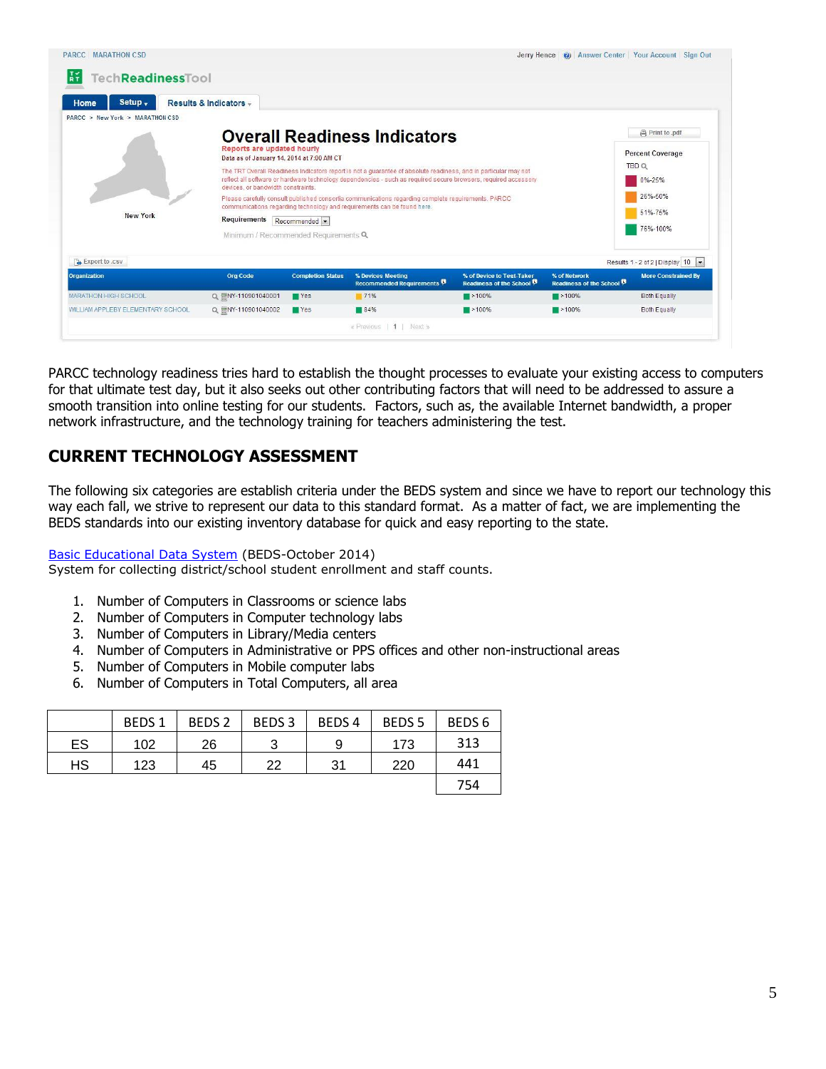PARCC | MARATHON CSD

Jerry Hence | Answer Center | Your Account | Sign Out

TechReadinessTool

Home | Setup | Results & Indicators

PARCC > New York > MARATHON CSD

## Overall Readiness Indicators

Reports are updated hourly

Data as of January 14, 2014 at 7:00 AM CT

The TRT Overall Readiness Indicators report is not a guarantee of absolute readiness, and in particular may not reflect all software or hardware technology dependencies - such as required secure browsers, required accessory devices, or bandwidth constraints.

Please carefully consult published consortia communications regarding complete requirements. PARCC communications regarding technology and requirements can be found here.

New York

Requirements: Recommended

Minimum / Recommended Requirements

Print to .pdf

Percent Coverage

- TBD
- 0%-25%
- 26%-50%
- 51%-75%
- 76%-100%

Export to .csv

Results 1 - 2 of 2 | Display 10

| Organization | Org Code | Completion Status | % Devices Meeting Recommended Requirements | % of Device to Test-Taker Readiness of the School | % of Network Readiness of the School | More Constrained By |
|---|---|---|---|---|---|---|
| MARATHON HIGH SCHOOL | NY-110901040001 | Yes | 71% | >100% | >100% | Both Equally |
| WILLIAM APPLEBY ELEMENTARY SCHOOL | NY-110901040002 | Yes | 84% | >100% | >100% | Both Equally |

« Previous | 1 | Next »

PARCC technology readiness tries hard to establish the thought processes to evaluate your existing access to computers for that ultimate test day, but it also seeks out other contributing factors that will need to be addressed to assure a smooth transition into online testing for our students. Factors, such as, the available Internet bandwidth, a proper network infrastructure, and the technology training for teachers administering the test.

## CURRENT TECHNOLOGY ASSESSMENT

The following six categories are establish criteria under the BEDS system and since we have to report our technology this way each fall, we strive to represent our data to this standard format. As a matter of fact, we are implementing the BEDS standards into our existing inventory database for quick and easy reporting to the state.

Basic Educational Data System (BEDS-October 2014)
System for collecting district/school student enrollment and staff counts.

1. Number of Computers in Classrooms or science labs
2. Number of Computers in Computer technology labs
3. Number of Computers in Library/Media centers
4. Number of Computers in Administrative or PPS offices and other non-instructional areas
5. Number of Computers in Mobile computer labs
6. Number of Computers in Total Computers, all area

| | BEDS 1 | BEDS 2 | BEDS 3 | BEDS 4 | BEDS 5 | BEDS 6 |
|---|---|---|---|---|---|---|
| ES | 102 | 26 | 3 | 9 | 173 | 313 |
| HS | 123 | 45 | 22 | 31 | 220 | 441 |
| | | | | | | 754 |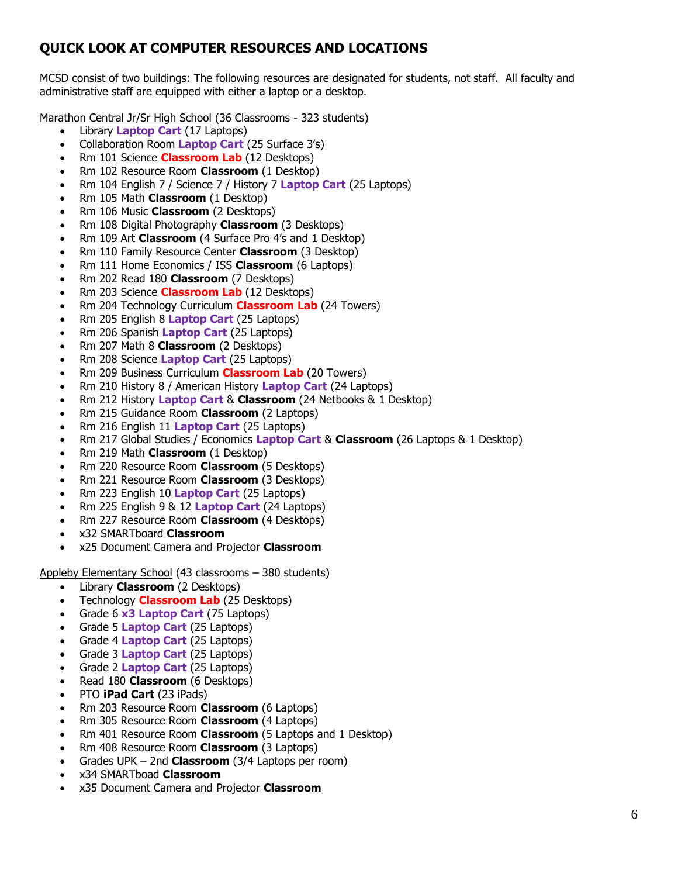## QUICK LOOK AT COMPUTER RESOURCES AND LOCATIONS

MCSD consist of two buildings: The following resources are designated for students, not staff. All faculty and administrative staff are equipped with either a laptop or a desktop.

Marathon Central Jr/Sr High School (36 Classrooms - 323 students)

- Library **Laptop Cart** (17 Laptops)
- Collaboration Room **Laptop Cart** (25 Surface 3's)
- Rm 101 Science **Classroom Lab** (12 Desktops)
- Rm 102 Resource Room **Classroom** (1 Desktop)
- Rm 104 English 7 / Science 7 / History 7 **Laptop Cart** (25 Laptops)
- Rm 105 Math **Classroom** (1 Desktop)
- Rm 106 Music **Classroom** (2 Desktops)
- Rm 108 Digital Photography **Classroom** (3 Desktops)
- Rm 109 Art **Classroom** (4 Surface Pro 4's and 1 Desktop)
- Rm 110 Family Resource Center **Classroom** (3 Desktop)
- Rm 111 Home Economics / ISS **Classroom** (6 Laptops)
- Rm 202 Read 180 **Classroom** (7 Desktops)
- Rm 203 Science **Classroom Lab** (12 Desktops)
- Rm 204 Technology Curriculum **Classroom Lab** (24 Towers)
- Rm 205 English 8 **Laptop Cart** (25 Laptops)
- Rm 206 Spanish **Laptop Cart** (25 Laptops)
- Rm 207 Math 8 **Classroom** (2 Desktops)
- Rm 208 Science **Laptop Cart** (25 Laptops)
- Rm 209 Business Curriculum **Classroom Lab** (20 Towers)
- Rm 210 History 8 / American History **Laptop Cart** (24 Laptops)
- Rm 212 History **Laptop Cart** & **Classroom** (24 Netbooks & 1 Desktop)
- Rm 215 Guidance Room **Classroom** (2 Laptops)
- Rm 216 English 11 **Laptop Cart** (25 Laptops)
- Rm 217 Global Studies / Economics **Laptop Cart** & **Classroom** (26 Laptops & 1 Desktop)
- Rm 219 Math **Classroom** (1 Desktop)
- Rm 220 Resource Room **Classroom** (5 Desktops)
- Rm 221 Resource Room **Classroom** (3 Desktops)
- Rm 223 English 10 **Laptop Cart** (25 Laptops)
- Rm 225 English 9 & 12 **Laptop Cart** (24 Laptops)
- Rm 227 Resource Room **Classroom** (4 Desktops)
- x32 SMARTboard **Classroom**
- x25 Document Camera and Projector **Classroom**

Appleby Elementary School (43 classrooms – 380 students)

- Library **Classroom** (2 Desktops)
- Technology **Classroom Lab** (25 Desktops)
- Grade 6 **x3 Laptop Cart** (75 Laptops)
- Grade 5 **Laptop Cart** (25 Laptops)
- Grade 4 **Laptop Cart** (25 Laptops)
- Grade 3 **Laptop Cart** (25 Laptops)
- Grade 2 **Laptop Cart** (25 Laptops)
- Read 180 **Classroom** (6 Desktops)
- PTO **iPad Cart** (23 iPads)
- Rm 203 Resource Room **Classroom** (6 Laptops)
- Rm 305 Resource Room **Classroom** (4 Laptops)
- Rm 401 Resource Room **Classroom** (5 Laptops and 1 Desktop)
- Rm 408 Resource Room **Classroom** (3 Laptops)
- Grades UPK – 2nd **Classroom** (3/4 Laptops per room)
- x34 SMARTboad **Classroom**
- x35 Document Camera and Projector **Classroom**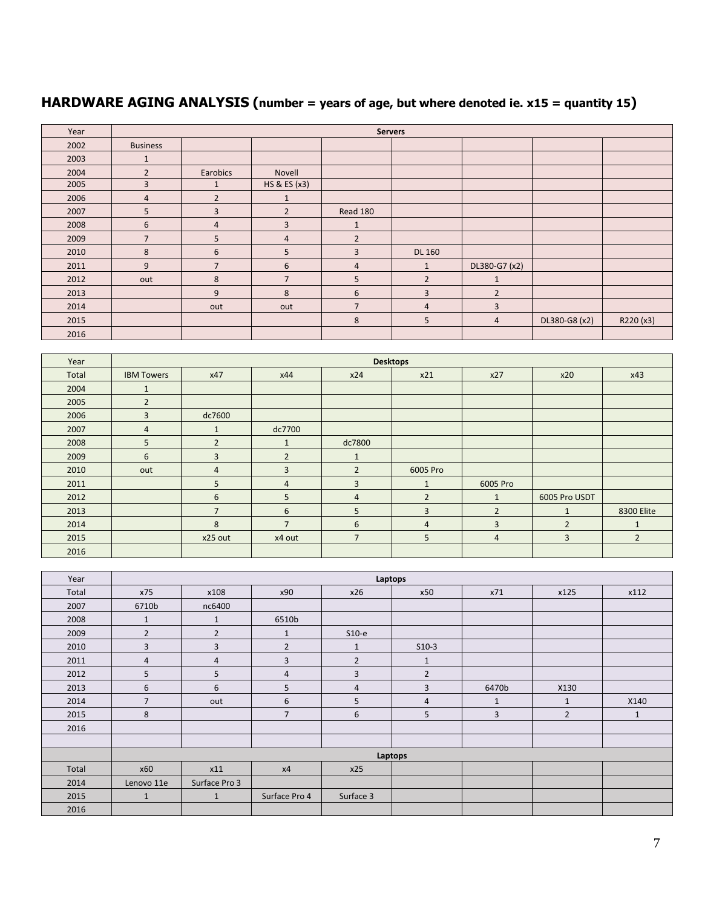## HARDWARE AGING ANALYSIS (number = years of age, but where denoted ie. x15 = quantity 15)

| Year | Servers | | | | | | | |
|---|---|---|---|---|---|---|---|---|
| 2002 | Business | | | | | | | |
| 2003 | 1 | | | | | | | |
| 2004 | 2 | Earobics | Novell | | | | | |
| 2005 | 3 | 1 | HS & ES (x3) | | | | | |
| 2006 | 4 | 2 | 1 | | | | | |
| 2007 | 5 | 3 | 2 | Read 180 | | | | |
| 2008 | 6 | 4 | 3 | 1 | | | | |
| 2009 | 7 | 5 | 4 | 2 | | | | |
| 2010 | 8 | 6 | 5 | 3 | DL 160 | | | |
| 2011 | 9 | 7 | 6 | 4 | 1 | DL380-G7 (x2) | | |
| 2012 | out | 8 | 7 | 5 | 2 | 1 | | |
| 2013 | | 9 | 8 | 6 | 3 | 2 | | |
| 2014 | | out | out | 7 | 4 | 3 | | |
| 2015 | | | | 8 | 5 | 4 | DL380-G8 (x2) | R220 (x3) |
| 2016 | | | | | | | | |

| Year | Desktops | | | | | | | |
|---|---|---|---|---|---|---|---|---|
| Total | IBM Towers | x47 | x44 | x24 | x21 | x27 | x20 | x43 |
| 2004 | 1 | | | | | | | |
| 2005 | 2 | | | | | | | |
| 2006 | 3 | dc7600 | | | | | | |
| 2007 | 4 | 1 | dc7700 | | | | | |
| 2008 | 5 | 2 | 1 | dc7800 | | | | |
| 2009 | 6 | 3 | 2 | 1 | | | | |
| 2010 | out | 4 | 3 | 2 | 6005 Pro | | | |
| 2011 | | 5 | 4 | 3 | 1 | 6005 Pro | | |
| 2012 | | 6 | 5 | 4 | 2 | 1 | 6005 Pro USDT | |
| 2013 | | 7 | 6 | 5 | 3 | 2 | 1 | 8300 Elite |
| 2014 | | 8 | 7 | 6 | 4 | 3 | 2 | 1 |
| 2015 | | x25 out | x4 out | 7 | 5 | 4 | 3 | 2 |
| 2016 | | | | | | | | |

| Year | Laptops | | | | | | | |
|---|---|---|---|---|---|---|---|---|
| Total | x75 | x108 | x90 | x26 | x50 | x71 | x125 | x112 |
| 2007 | 6710b | nc6400 | | | | | | |
| 2008 | 1 | 1 | 6510b | | | | | |
| 2009 | 2 | 2 | 1 | S10-e | | | | |
| 2010 | 3 | 3 | 2 | 1 | S10-3 | | | |
| 2011 | 4 | 4 | 3 | 2 | 1 | | | |
| 2012 | 5 | 5 | 4 | 3 | 2 | | | |
| 2013 | 6 | 6 | 5 | 4 | 3 | 6470b | X130 | |
| 2014 | 7 | out | 6 | 5 | 4 | 1 | 1 | X140 |
| 2015 | 8 | | 7 | 6 | 5 | 3 | 2 | 1 |
| 2016 | | | | | | | | |
| | | | | | | | | |
| | Laptops | | | | | | | |
| Total | x60 | x11 | x4 | x25 | | | | |
| 2014 | Lenovo 11e | Surface Pro 3 | | | | | | |
| 2015 | 1 | 1 | Surface Pro 4 | Surface 3 | | | | |
| 2016 | | | | | | | | |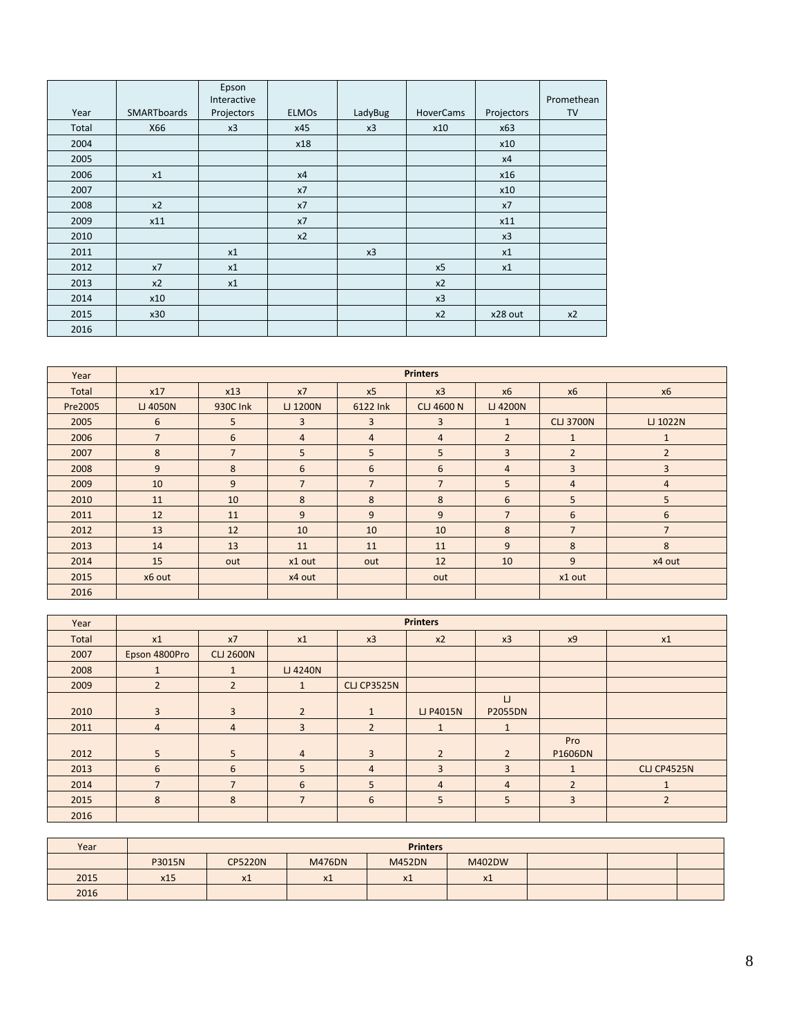| Year | SMARTboards | Epson Interactive Projectors | ELMOs | LadyBug | HoverCams | Projectors | Promethean TV |
|---|---|---|---|---|---|---|---|
| Total | X66 | x3 | x45 | x3 | x10 | x63 | |
| 2004 | | | x18 | | | x10 | |
| 2005 | | | | | | x4 | |
| 2006 | x1 | | x4 | | | x16 | |
| 2007 | | | x7 | | | x10 | |
| 2008 | x2 | | x7 | | | x7 | |
| 2009 | x11 | | x7 | | | x11 | |
| 2010 | | | x2 | | | x3 | |
| 2011 | | x1 | | x3 | | x1 | |
| 2012 | x7 | x1 | | | x5 | x1 | |
| 2013 | x2 | x1 | | | x2 | | |
| 2014 | x10 | | | | x3 | | |
| 2015 | x30 | | | | x2 | x28 out | x2 |
| 2016 | | | | | | | |

| Year | Printers | | | | | | | |
|---|---|---|---|---|---|---|---|---|
| Total | x17 | x13 | x7 | x5 | x3 | x6 | x6 | x6 |
| Pre2005 | LJ 4050N | 930C Ink | LJ 1200N | 6122 Ink | CLJ 4600 N | LJ 4200N | | |
| 2005 | 6 | 5 | 3 | 3 | 3 | 1 | CLJ 3700N | LJ 1022N |
| 2006 | 7 | 6 | 4 | 4 | 4 | 2 | 1 | 1 |
| 2007 | 8 | 7 | 5 | 5 | 5 | 3 | 2 | 2 |
| 2008 | 9 | 8 | 6 | 6 | 6 | 4 | 3 | 3 |
| 2009 | 10 | 9 | 7 | 7 | 7 | 5 | 4 | 4 |
| 2010 | 11 | 10 | 8 | 8 | 8 | 6 | 5 | 5 |
| 2011 | 12 | 11 | 9 | 9 | 9 | 7 | 6 | 6 |
| 2012 | 13 | 12 | 10 | 10 | 10 | 8 | 7 | 7 |
| 2013 | 14 | 13 | 11 | 11 | 11 | 9 | 8 | 8 |
| 2014 | 15 | out | x1 out | out | 12 | 10 | 9 | x4 out |
| 2015 | x6 out | | x4 out | | out | | x1 out | |
| 2016 | | | | | | | | |

| Year | Printers | | | | | | | |
|---|---|---|---|---|---|---|---|---|
| Total | x1 | x7 | x1 | x3 | x2 | x3 | x9 | x1 |
| 2007 | Epson 4800Pro | CLJ 2600N | | | | | | |
| 2008 | 1 | 1 | LJ 4240N | | | | | |
| 2009 | 2 | 2 | 1 | CLJ CP3525N | | | | |
| 2010 | 3 | 3 | 2 | 1 | LJ P4015N | LJ P2055DN | | |
| 2011 | 4 | 4 | 3 | 2 | 1 | 1 | | |
| 2012 | 5 | 5 | 4 | 3 | 2 | 2 | Pro P1606DN | |
| 2013 | 6 | 6 | 5 | 4 | 3 | 3 | 1 | CLJ CP4525N |
| 2014 | 7 | 7 | 6 | 5 | 4 | 4 | 2 | 1 |
| 2015 | 8 | 8 | 7 | 6 | 5 | 5 | 3 | 2 |
| 2016 | | | | | | | | |

| Year | Printers | | | | | | | |
|---|---|---|---|---|---|---|---|---|
| | P3015N | CP5220N | M476DN | M452DN | M402DW | | | |
| 2015 | x15 | x1 | x1 | x1 | x1 | | | |
| 2016 | | | | | | | | |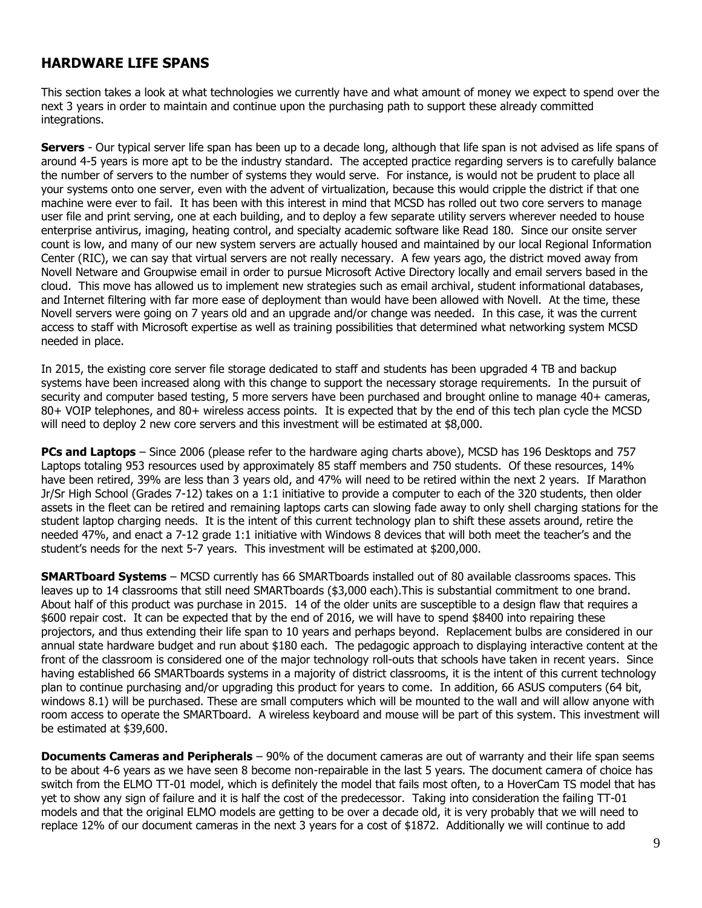## HARDWARE LIFE SPANS

This section takes a look at what technologies we currently have and what amount of money we expect to spend over the next 3 years in order to maintain and continue upon the purchasing path to support these already committed integrations.

**Servers** - Our typical server life span has been up to a decade long, although that life span is not advised as life spans of around 4-5 years is more apt to be the industry standard. The accepted practice regarding servers is to carefully balance the number of servers to the number of systems they would serve. For instance, is would not be prudent to place all your systems onto one server, even with the advent of virtualization, because this would cripple the district if that one machine were ever to fail. It has been with this interest in mind that MCSD has rolled out two core servers to manage user file and print serving, one at each building, and to deploy a few separate utility servers wherever needed to house enterprise antivirus, imaging, heating control, and specialty academic software like Read 180. Since our onsite server count is low, and many of our new system servers are actually housed and maintained by our local Regional Information Center (RIC), we can say that virtual servers are not really necessary. A few years ago, the district moved away from Novell Netware and Groupwise email in order to pursue Microsoft Active Directory locally and email servers based in the cloud. This move has allowed us to implement new strategies such as email archival, student informational databases, and Internet filtering with far more ease of deployment than would have been allowed with Novell. At the time, these Novell servers were going on 7 years old and an upgrade and/or change was needed. In this case, it was the current access to staff with Microsoft expertise as well as training possibilities that determined what networking system MCSD needed in place.

In 2015, the existing core server file storage dedicated to staff and students has been upgraded 4 TB and backup systems have been increased along with this change to support the necessary storage requirements. In the pursuit of security and computer based testing, 5 more servers have been purchased and brought online to manage 40+ cameras, 80+ VOIP telephones, and 80+ wireless access points. It is expected that by the end of this tech plan cycle the MCSD will need to deploy 2 new core servers and this investment will be estimated at $8,000.

**PCs and Laptops** – Since 2006 (please refer to the hardware aging charts above), MCSD has 196 Desktops and 757 Laptops totaling 953 resources used by approximately 85 staff members and 750 students. Of these resources, 14% have been retired, 39% are less than 3 years old, and 47% will need to be retired within the next 2 years. If Marathon Jr/Sr High School (Grades 7-12) takes on a 1:1 initiative to provide a computer to each of the 320 students, then older assets in the fleet can be retired and remaining laptops carts can slowing fade away to only shell charging stations for the student laptop charging needs. It is the intent of this current technology plan to shift these assets around, retire the needed 47%, and enact a 7-12 grade 1:1 initiative with Windows 8 devices that will both meet the teacher's and the student's needs for the next 5-7 years. This investment will be estimated at $200,000.

**SMARTboard Systems** – MCSD currently has 66 SMARTboards installed out of 80 available classrooms spaces. This leaves up to 14 classrooms that still need SMARTboards ($3,000 each).This is substantial commitment to one brand. About half of this product was purchase in 2015. 14 of the older units are susceptible to a design flaw that requires a $600 repair cost. It can be expected that by the end of 2016, we will have to spend $8400 into repairing these projectors, and thus extending their life span to 10 years and perhaps beyond. Replacement bulbs are considered in our annual state hardware budget and run about $180 each. The pedagogic approach to displaying interactive content at the front of the classroom is considered one of the major technology roll-outs that schools have taken in recent years. Since having established 66 SMARTboards systems in a majority of district classrooms, it is the intent of this current technology plan to continue purchasing and/or upgrading this product for years to come. In addition, 66 ASUS computers (64 bit, windows 8.1) will be purchased. These are small computers which will be mounted to the wall and will allow anyone with room access to operate the SMARTboard. A wireless keyboard and mouse will be part of this system. This investment will be estimated at $39,600.

**Documents Cameras and Peripherals** – 90% of the document cameras are out of warranty and their life span seems to be about 4-6 years as we have seen 8 become non-repairable in the last 5 years. The document camera of choice has switch from the ELMO TT-01 model, which is definitely the model that fails most often, to a HoverCam TS model that has yet to show any sign of failure and it is half the cost of the predecessor. Taking into consideration the failing TT-01 models and that the original ELMO models are getting to be over a decade old, it is very probably that we will need to replace 12% of our document cameras in the next 3 years for a cost of $1872. Additionally we will continue to add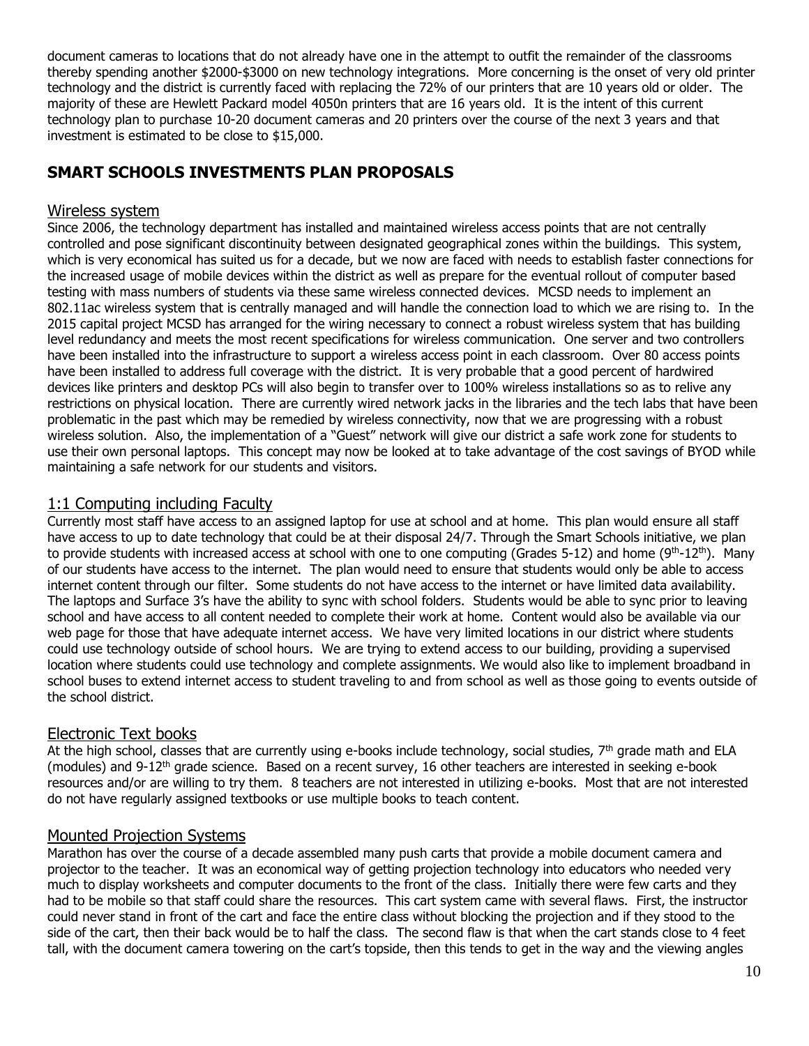document cameras to locations that do not already have one in the attempt to outfit the remainder of the classrooms thereby spending another $2000-$3000 on new technology integrations. More concerning is the onset of very old printer technology and the district is currently faced with replacing the 72% of our printers that are 10 years old or older. The majority of these are Hewlett Packard model 4050n printers that are 16 years old. It is the intent of this current technology plan to purchase 10-20 document cameras and 20 printers over the course of the next 3 years and that investment is estimated to be close to $15,000.

## SMART SCHOOLS INVESTMENTS PLAN PROPOSALS

### Wireless system

Since 2006, the technology department has installed and maintained wireless access points that are not centrally controlled and pose significant discontinuity between designated geographical zones within the buildings. This system, which is very economical has suited us for a decade, but we now are faced with needs to establish faster connections for the increased usage of mobile devices within the district as well as prepare for the eventual rollout of computer based testing with mass numbers of students via these same wireless connected devices. MCSD needs to implement an 802.11ac wireless system that is centrally managed and will handle the connection load to which we are rising to. In the 2015 capital project MCSD has arranged for the wiring necessary to connect a robust wireless system that has building level redundancy and meets the most recent specifications for wireless communication. One server and two controllers have been installed into the infrastructure to support a wireless access point in each classroom. Over 80 access points have been installed to address full coverage with the district. It is very probable that a good percent of hardwired devices like printers and desktop PCs will also begin to transfer over to 100% wireless installations so as to relive any restrictions on physical location. There are currently wired network jacks in the libraries and the tech labs that have been problematic in the past which may be remedied by wireless connectivity, now that we are progressing with a robust wireless solution. Also, the implementation of a "Guest" network will give our district a safe work zone for students to use their own personal laptops. This concept may now be looked at to take advantage of the cost savings of BYOD while maintaining a safe network for our students and visitors.

### 1:1 Computing including Faculty

Currently most staff have access to an assigned laptop for use at school and at home. This plan would ensure all staff have access to up to date technology that could be at their disposal 24/7. Through the Smart Schools initiative, we plan to provide students with increased access at school with one to one computing (Grades 5-12) and home (9th-12th). Many of our students have access to the internet. The plan would need to ensure that students would only be able to access internet content through our filter. Some students do not have access to the internet or have limited data availability. The laptops and Surface 3's have the ability to sync with school folders. Students would be able to sync prior to leaving school and have access to all content needed to complete their work at home. Content would also be available via our web page for those that have adequate internet access. We have very limited locations in our district where students could use technology outside of school hours. We are trying to extend access to our building, providing a supervised location where students could use technology and complete assignments. We would also like to implement broadband in school buses to extend internet access to student traveling to and from school as well as those going to events outside of the school district.

### Electronic Text books

At the high school, classes that are currently using e-books include technology, social studies, 7th grade math and ELA (modules) and 9-12th grade science. Based on a recent survey, 16 other teachers are interested in seeking e-book resources and/or are willing to try them. 8 teachers are not interested in utilizing e-books. Most that are not interested do not have regularly assigned textbooks or use multiple books to teach content.

### Mounted Projection Systems

Marathon has over the course of a decade assembled many push carts that provide a mobile document camera and projector to the teacher. It was an economical way of getting projection technology into educators who needed very much to display worksheets and computer documents to the front of the class. Initially there were few carts and they had to be mobile so that staff could share the resources. This cart system came with several flaws. First, the instructor could never stand in front of the cart and face the entire class without blocking the projection and if they stood to the side of the cart, then their back would be to half the class. The second flaw is that when the cart stands close to 4 feet tall, with the document camera towering on the cart's topside, then this tends to get in the way and the viewing angles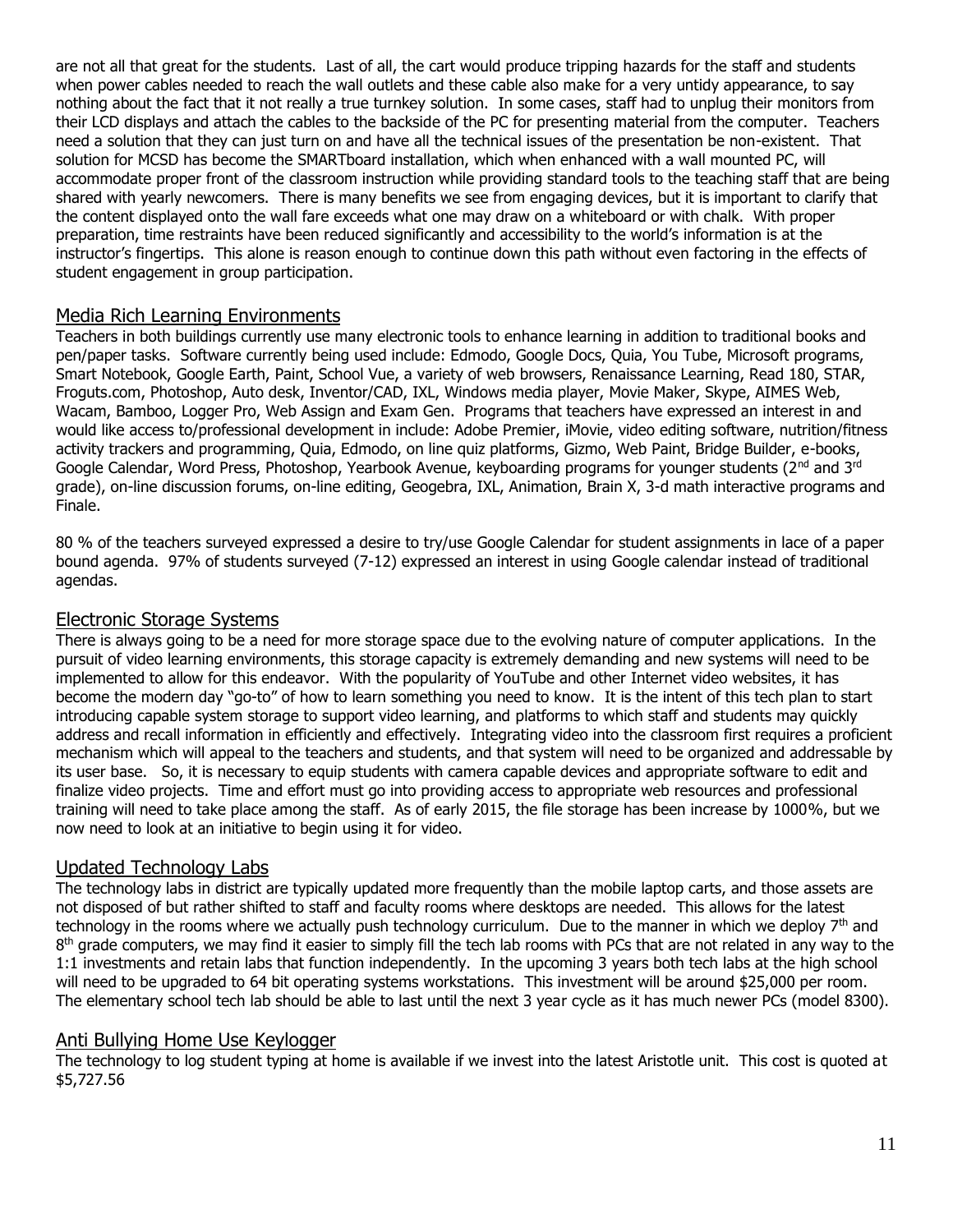are not all that great for the students. Last of all, the cart would produce tripping hazards for the staff and students when power cables needed to reach the wall outlets and these cable also make for a very untidy appearance, to say nothing about the fact that it not really a true turnkey solution. In some cases, staff had to unplug their monitors from their LCD displays and attach the cables to the backside of the PC for presenting material from the computer. Teachers need a solution that they can just turn on and have all the technical issues of the presentation be non-existent. That solution for MCSD has become the SMARTboard installation, which when enhanced with a wall mounted PC, will accommodate proper front of the classroom instruction while providing standard tools to the teaching staff that are being shared with yearly newcomers. There is many benefits we see from engaging devices, but it is important to clarify that the content displayed onto the wall fare exceeds what one may draw on a whiteboard or with chalk. With proper preparation, time restraints have been reduced significantly and accessibility to the world's information is at the instructor's fingertips. This alone is reason enough to continue down this path without even factoring in the effects of student engagement in group participation.

## Media Rich Learning Environments

Teachers in both buildings currently use many electronic tools to enhance learning in addition to traditional books and pen/paper tasks. Software currently being used include: Edmodo, Google Docs, Quia, You Tube, Microsoft programs, Smart Notebook, Google Earth, Paint, School Vue, a variety of web browsers, Renaissance Learning, Read 180, STAR, Froguts.com, Photoshop, Auto desk, Inventor/CAD, IXL, Windows media player, Movie Maker, Skype, AIMES Web, Wacam, Bamboo, Logger Pro, Web Assign and Exam Gen. Programs that teachers have expressed an interest in and would like access to/professional development in include: Adobe Premier, iMovie, video editing software, nutrition/fitness activity trackers and programming, Quia, Edmodo, on line quiz platforms, Gizmo, Web Paint, Bridge Builder, e-books, Google Calendar, Word Press, Photoshop, Yearbook Avenue, keyboarding programs for younger students (2nd and 3rd grade), on-line discussion forums, on-line editing, Geogebra, IXL, Animation, Brain X, 3-d math interactive programs and Finale.

80 % of the teachers surveyed expressed a desire to try/use Google Calendar for student assignments in lace of a paper bound agenda. 97% of students surveyed (7-12) expressed an interest in using Google calendar instead of traditional agendas.

## Electronic Storage Systems

There is always going to be a need for more storage space due to the evolving nature of computer applications. In the pursuit of video learning environments, this storage capacity is extremely demanding and new systems will need to be implemented to allow for this endeavor. With the popularity of YouTube and other Internet video websites, it has become the modern day "go-to" of how to learn something you need to know. It is the intent of this tech plan to start introducing capable system storage to support video learning, and platforms to which staff and students may quickly address and recall information in efficiently and effectively. Integrating video into the classroom first requires a proficient mechanism which will appeal to the teachers and students, and that system will need to be organized and addressable by its user base. So, it is necessary to equip students with camera capable devices and appropriate software to edit and finalize video projects. Time and effort must go into providing access to appropriate web resources and professional training will need to take place among the staff. As of early 2015, the file storage has been increase by 1000%, but we now need to look at an initiative to begin using it for video.

## Updated Technology Labs

The technology labs in district are typically updated more frequently than the mobile laptop carts, and those assets are not disposed of but rather shifted to staff and faculty rooms where desktops are needed. This allows for the latest technology in the rooms where we actually push technology curriculum. Due to the manner in which we deploy 7th and 8th grade computers, we may find it easier to simply fill the tech lab rooms with PCs that are not related in any way to the 1:1 investments and retain labs that function independently. In the upcoming 3 years both tech labs at the high school will need to be upgraded to 64 bit operating systems workstations. This investment will be around $25,000 per room. The elementary school tech lab should be able to last until the next 3 year cycle as it has much newer PCs (model 8300).

## Anti Bullying Home Use Keylogger

The technology to log student typing at home is available if we invest into the latest Aristotle unit. This cost is quoted at $5,727.56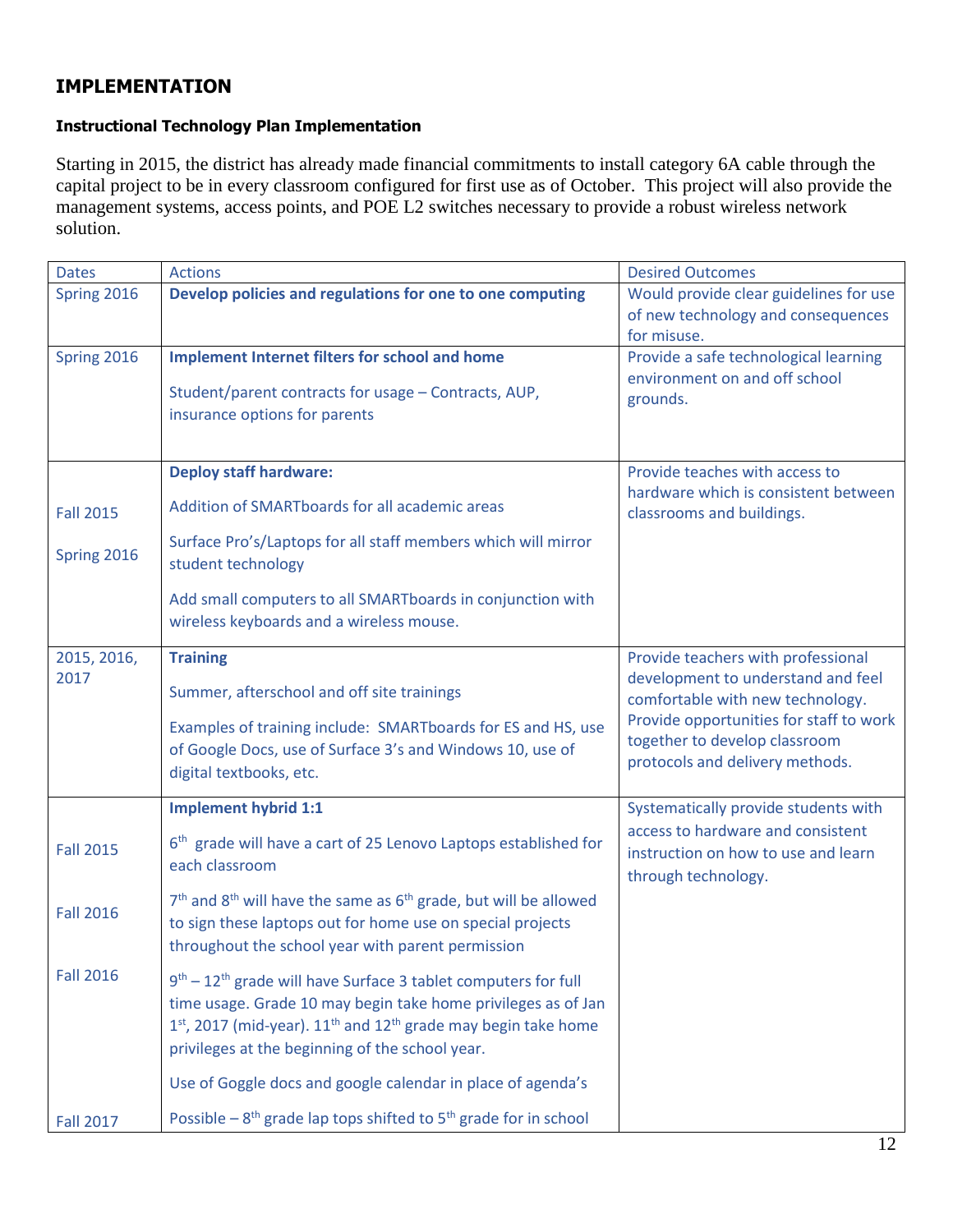# IMPLEMENTATION

### Instructional Technology Plan Implementation

Starting in 2015, the district has already made financial commitments to install category 6A cable through the capital project to be in every classroom configured for first use as of October. This project will also provide the management systems, access points, and POE L2 switches necessary to provide a robust wireless network solution.

| Dates | Actions | Desired Outcomes |
|---|---|---|
| Spring 2016 | **Develop policies and regulations for one to one computing** | Would provide clear guidelines for use of new technology and consequences for misuse. |
| Spring 2016 | **Implement Internet filters for school and home**<br><br>Student/parent contracts for usage – Contracts, AUP, insurance options for parents | Provide a safe technological learning environment on and off school grounds. |
| <br><br>Fall 2015<br><br>Spring 2016 | **Deploy staff hardware:**<br><br>Addition of SMARTboards for all academic areas<br><br>Surface Pro's/Laptops for all staff members which will mirror student technology<br><br>Add small computers to all SMARTboards in conjunction with wireless keyboards and a wireless mouse. | Provide teaches with access to hardware which is consistent between classrooms and buildings. |
| 2015, 2016, 2017 | **Training**<br><br>Summer, afterschool and off site trainings<br><br>Examples of training include: SMARTboards for ES and HS, use of Google Docs, use of Surface 3's and Windows 10, use of digital textbooks, etc. | Provide teachers with professional development to understand and feel comfortable with new technology. Provide opportunities for staff to work together to develop classroom protocols and delivery methods. |
| <br><br>Fall 2015<br><br>Fall 2016<br><br>Fall 2016<br><br><br><br>Fall 2017 | **Implement hybrid 1:1**<br><br>6th grade will have a cart of 25 Lenovo Laptops established for each classroom<br><br>7th and 8th will have the same as 6th grade, but will be allowed to sign these laptops out for home use on special projects throughout the school year with parent permission<br><br>9th – 12th grade will have Surface 3 tablet computers for full time usage. Grade 10 may begin take home privileges as of Jan 1st, 2017 (mid-year). 11th and 12th grade may begin take home privileges at the beginning of the school year.<br><br>Use of Goggle docs and google calendar in place of agenda's<br><br>Possible – 8th grade lap tops shifted to 5th grade for in school | Systematically provide students with access to hardware and consistent instruction on how to use and learn through technology. |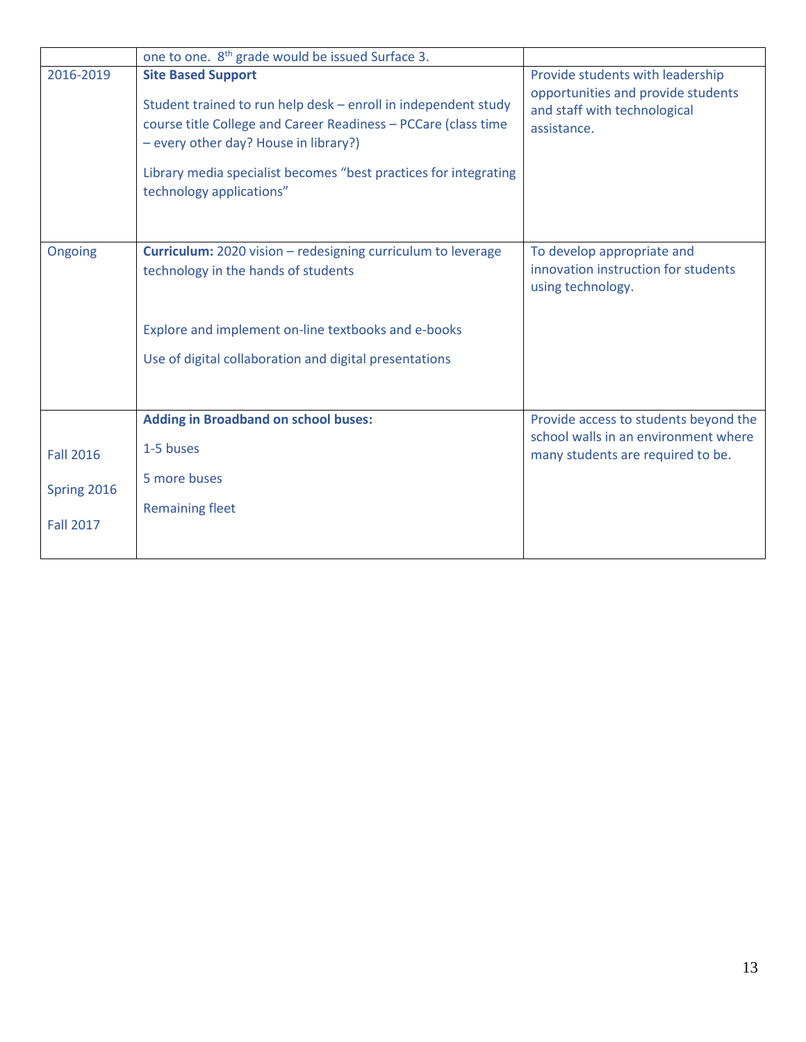| | | |
|---|---|---|
| | one to one. 8th grade would be issued Surface 3. | |
| 2016-2019 | **Site Based Support**<br><br>Student trained to run help desk – enroll in independent study course title College and Career Readiness – PCCare (class time – every other day? House in library?)<br><br>Library media specialist becomes "best practices for integrating technology applications" | Provide students with leadership opportunities and provide students and staff with technological assistance. |
| Ongoing | **Curriculum:** 2020 vision – redesigning curriculum to leverage technology in the hands of students<br><br>Explore and implement on-line textbooks and e-books<br><br>Use of digital collaboration and digital presentations | To develop appropriate and innovation instruction for students using technology. |
| <br><br>Fall 2016<br><br>Spring 2016<br><br>Fall 2017 | **Adding in Broadband on school buses:**<br><br>1-5 buses<br><br>5 more buses<br><br>Remaining fleet | Provide access to students beyond the school walls in an environment where many students are required to be. |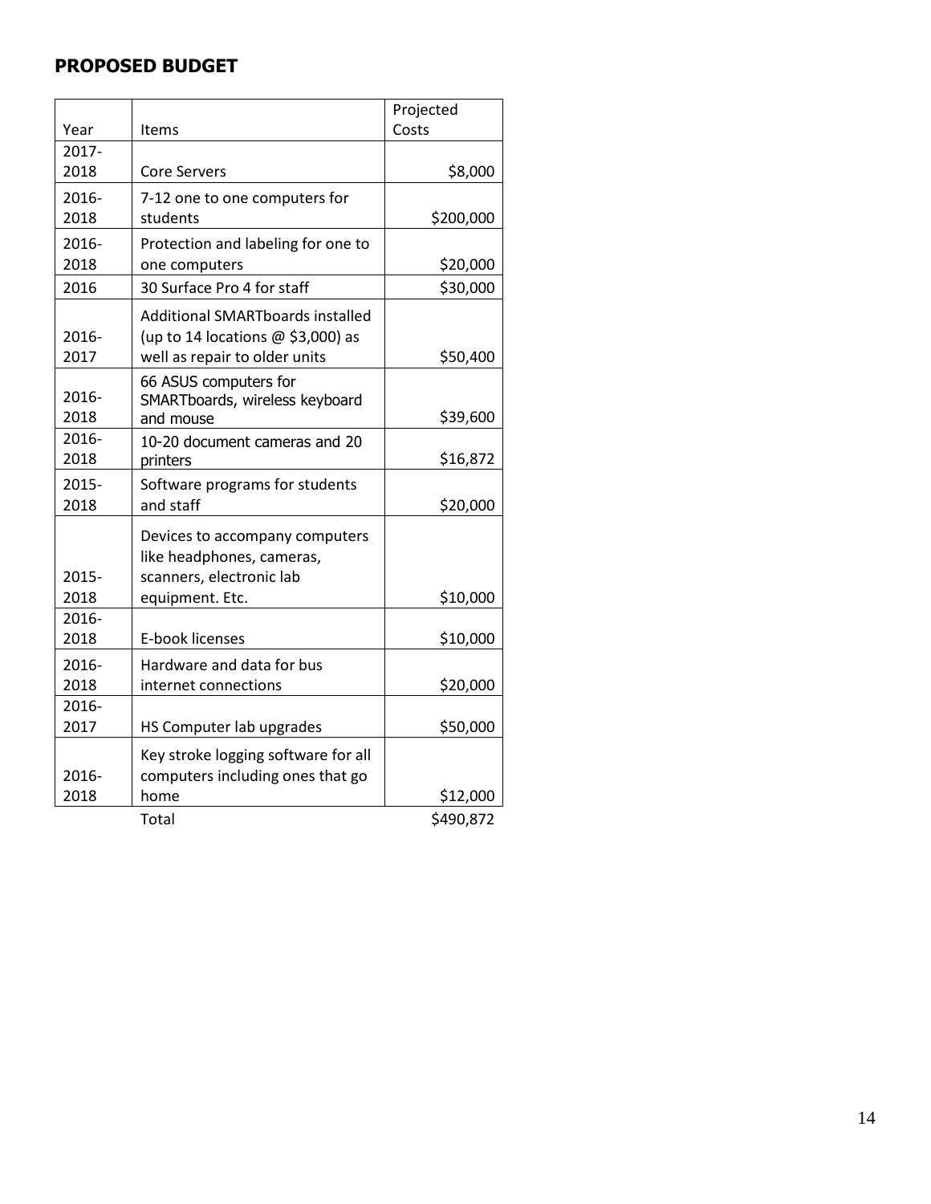## PROPOSED BUDGET

| Year | Items | Projected Costs |
|---|---|---|
| 2017-2018 | Core Servers | $8,000 |
| 2016-2018 | 7-12 one to one computers for students | $200,000 |
| 2016-2018 | Protection and labeling for one to one computers | $20,000 |
| 2016 | 30 Surface Pro 4 for staff | $30,000 |
| 2016-2017 | Additional SMARTboards installed (up to 14 locations @ $3,000) as well as repair to older units | $50,400 |
| 2016-2018 | 66 ASUS computers for SMARTboards, wireless keyboard and mouse | $39,600 |
| 2016-2018 | 10-20 document cameras and 20 printers | $16,872 |
| 2015-2018 | Software programs for students and staff | $20,000 |
| 2015-2018 | Devices to accompany computers like headphones, cameras, scanners, electronic lab equipment. Etc. | $10,000 |
| 2016-2018 | E-book licenses | $10,000 |
| 2016-2018 | Hardware and data for bus internet connections | $20,000 |
| 2016-2017 | HS Computer lab upgrades | $50,000 |
| 2016-2018 | Key stroke logging software for all computers including ones that go home | $12,000 |
| | Total | $490,872 |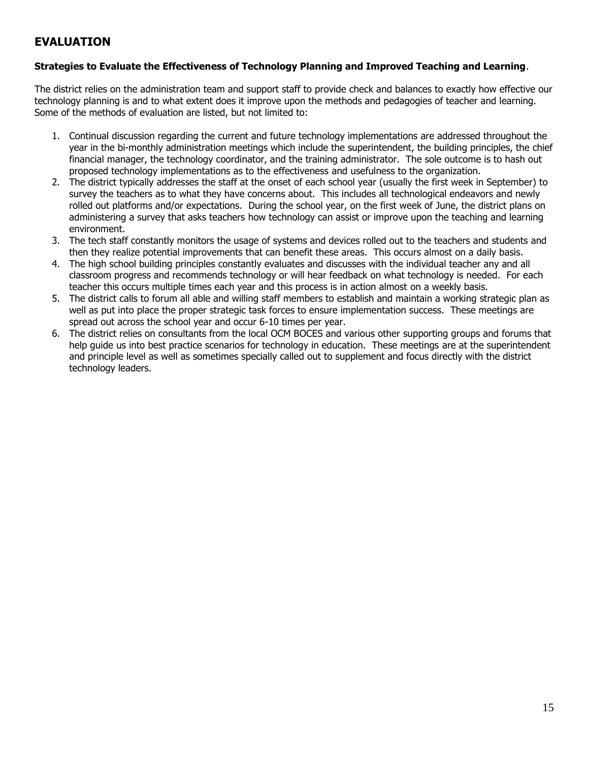## EVALUATION

**Strategies to Evaluate the Effectiveness of Technology Planning and Improved Teaching and Learning**.

The district relies on the administration team and support staff to provide check and balances to exactly how effective our technology planning is and to what extent does it improve upon the methods and pedagogies of teacher and learning. Some of the methods of evaluation are listed, but not limited to:

1. Continual discussion regarding the current and future technology implementations are addressed throughout the year in the bi-monthly administration meetings which include the superintendent, the building principles, the chief financial manager, the technology coordinator, and the training administrator. The sole outcome is to hash out proposed technology implementations as to the effectiveness and usefulness to the organization.
2. The district typically addresses the staff at the onset of each school year (usually the first week in September) to survey the teachers as to what they have concerns about. This includes all technological endeavors and newly rolled out platforms and/or expectations. During the school year, on the first week of June, the district plans on administering a survey that asks teachers how technology can assist or improve upon the teaching and learning environment.
3. The tech staff constantly monitors the usage of systems and devices rolled out to the teachers and students and then they realize potential improvements that can benefit these areas. This occurs almost on a daily basis.
4. The high school building principles constantly evaluates and discusses with the individual teacher any and all classroom progress and recommends technology or will hear feedback on what technology is needed. For each teacher this occurs multiple times each year and this process is in action almost on a weekly basis.
5. The district calls to forum all able and willing staff members to establish and maintain a working strategic plan as well as put into place the proper strategic task forces to ensure implementation success. These meetings are spread out across the school year and occur 6-10 times per year.
6. The district relies on consultants from the local OCM BOCES and various other supporting groups and forums that help guide us into best practice scenarios for technology in education. These meetings are at the superintendent and principle level as well as sometimes specially called out to supplement and focus directly with the district technology leaders.